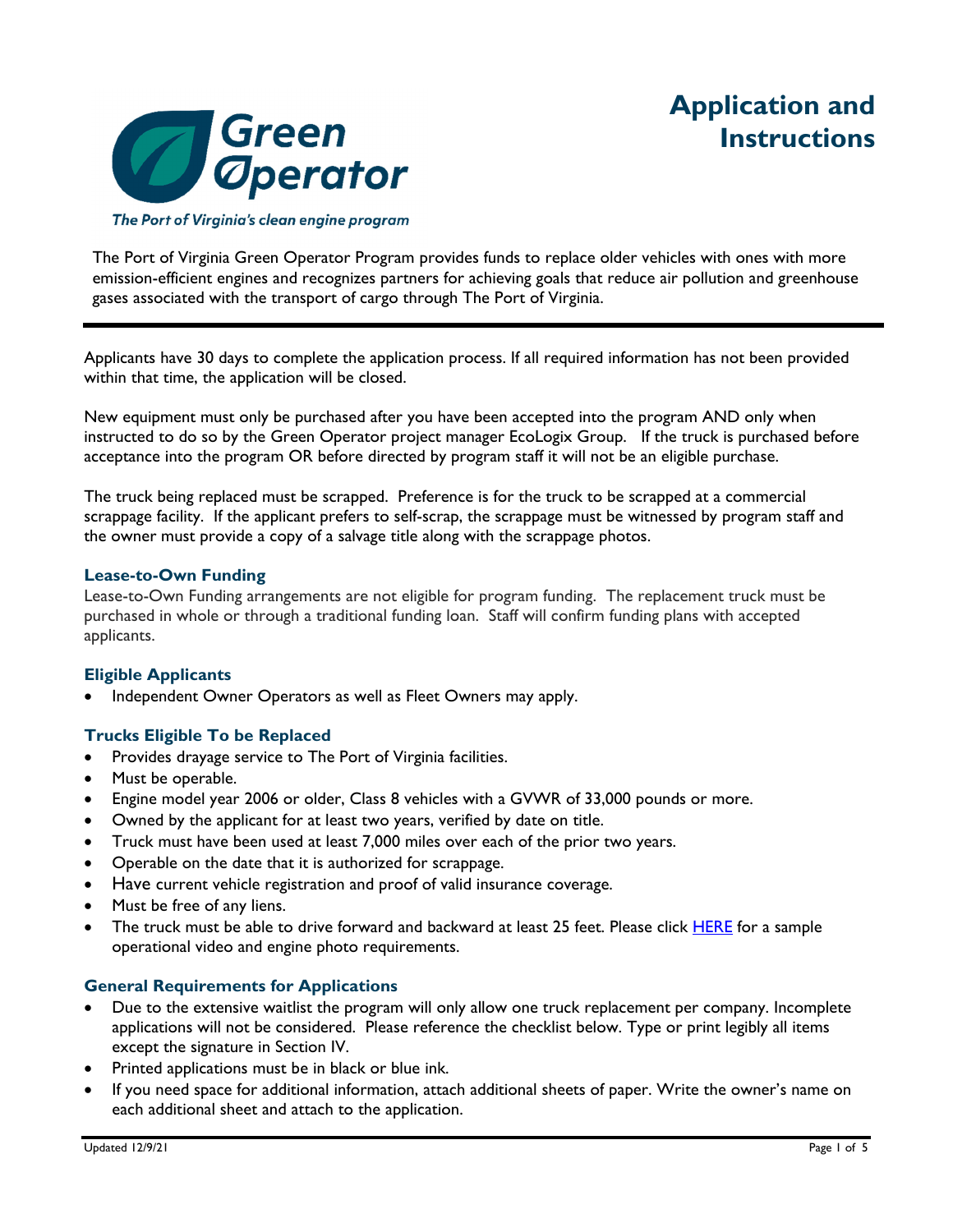# Application and Instructions

**Green Operator**

*The Port of Virginia's clean engine program*

The Port of Virginia Green Operator Program provides funds to replace older vehicles with ones with more emission-efficient engines and recognizes partners for achieving goals that reduce air pollution and greenhouse gases associated with the transport of cargo through The Port of Virginia.

---

Applicants have 30 days to complete the application process. If all required information has not been provided within that time, the application will be closed.

New equipment must only be purchased after you have been accepted into the program AND only when instructed to do so by the Green Operator project manager EcoLogix Group. If the truck is purchased before acceptance into the program OR before directed by program staff it will not be an eligible purchase.

The truck being replaced must be scrapped. Preference is for the truck to be scrapped at a commercial scrappage facility. If the applicant prefers to self-scrap, the scrappage must be witnessed by program staff and the owner must provide a copy of a salvage title along with the scrappage photos.

### Lease-to-Own Funding

Lease-to-Own Funding arrangements are not eligible for program funding. The replacement truck must be purchased in whole or through a traditional funding loan. Staff will confirm funding plans with accepted applicants.

### Eligible Applicants

- Independent Owner Operators as well as Fleet Owners may apply.

### Trucks Eligible To be Replaced

- Provides drayage service to The Port of Virginia facilities.
- Must be operable.
- Engine model year 2006 or older, Class 8 vehicles with a GVWR of 33,000 pounds or more.
- Owned by the applicant for at least two years, verified by date on title.
- Truck must have been used at least 7,000 miles over each of the prior two years.
- Operable on the date that it is authorized for scrappage.
- Have current vehicle registration and proof of valid insurance coverage.
- Must be free of any liens.
- The truck must be able to drive forward and backward at least 25 feet. Please click HERE for a sample operational video and engine photo requirements.

### General Requirements for Applications

- Due to the extensive waitlist the program will only allow one truck replacement per company. Incomplete applications will not be considered. Please reference the checklist below. Type or print legibly all items except the signature in Section IV.
- Printed applications must be in black or blue ink.
- If you need space for additional information, attach additional sheets of paper. Write the owner's name on each additional sheet and attach to the application.

Updated 12/9/21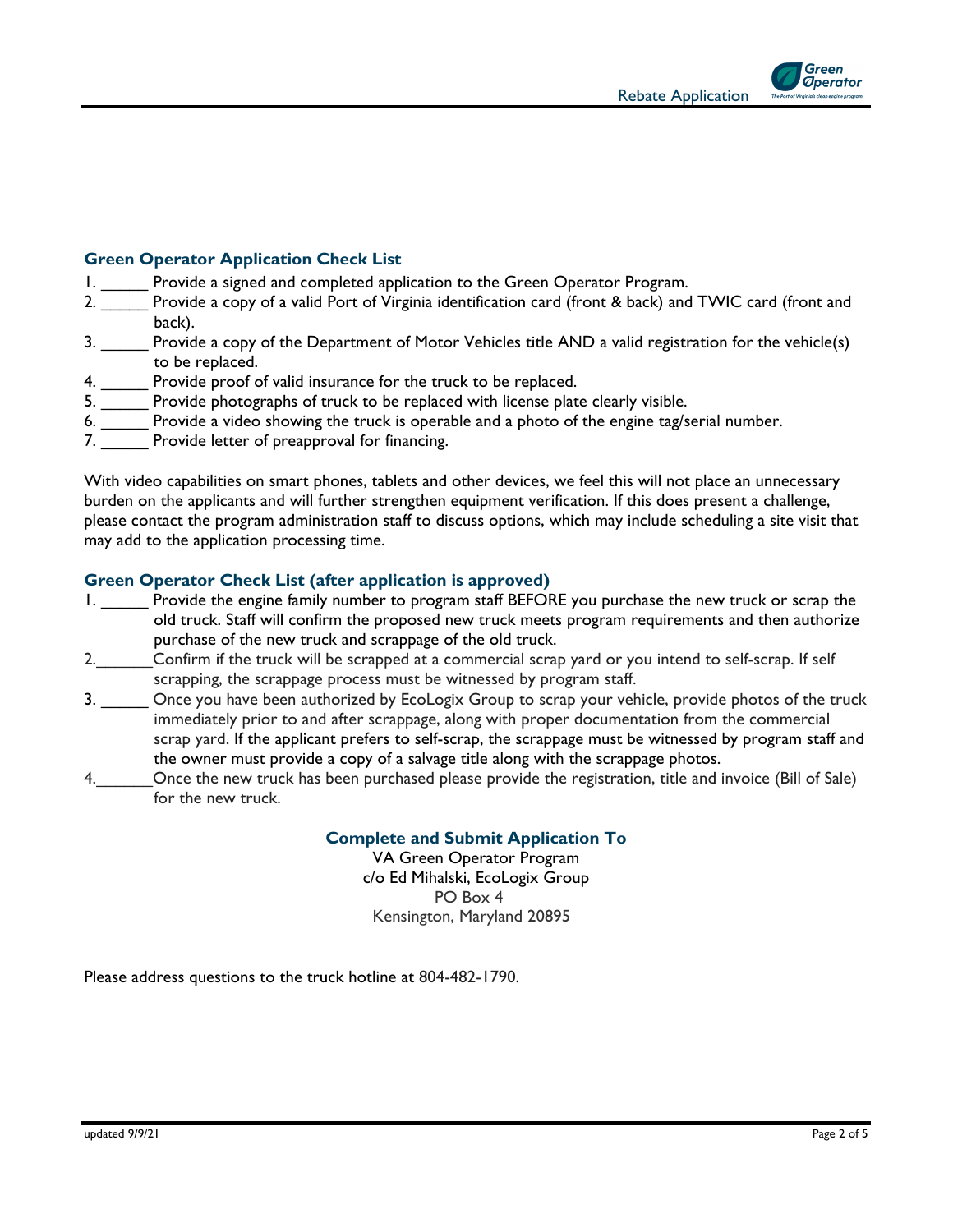### Green Operator Application Check List

1. _____ Provide a signed and completed application to the Green Operator Program.
2. _____ Provide a copy of a valid Port of Virginia identification card (front & back) and TWIC card (front and back).
3. _____ Provide a copy of the Department of Motor Vehicles title AND a valid registration for the vehicle(s) to be replaced.
4. _____ Provide proof of valid insurance for the truck to be replaced.
5. _____ Provide photographs of truck to be replaced with license plate clearly visible.
6. _____ Provide a video showing the truck is operable and a photo of the engine tag/serial number.
7. _____ Provide letter of preapproval for financing.

With video capabilities on smart phones, tablets and other devices, we feel this will not place an unnecessary burden on the applicants and will further strengthen equipment verification. If this does present a challenge, please contact the program administration staff to discuss options, which may include scheduling a site visit that may add to the application processing time.

### Green Operator Check List (after application is approved)

1. _____ Provide the engine family number to program staff BEFORE you purchase the new truck or scrap the old truck. Staff will confirm the proposed new truck meets program requirements and then authorize purchase of the new truck and scrappage of the old truck.
2. ______Confirm if the truck will be scrapped at a commercial scrap yard or you intend to self-scrap. If self scrapping, the scrappage process must be witnessed by program staff.
3. _____ Once you have been authorized by EcoLogix Group to scrap your vehicle, provide photos of the truck immediately prior to and after scrappage, along with proper documentation from the commercial scrap yard. If the applicant prefers to self-scrap, the scrappage must be witnessed by program staff and the owner must provide a copy of a salvage title along with the scrappage photos.
4. ______Once the new truck has been purchased please provide the registration, title and invoice (Bill of Sale) for the new truck.

### Complete and Submit Application To

VA Green Operator Program
c/o Ed Mihalski, EcoLogix Group
PO Box 4
Kensington, Maryland 20895

Please address questions to the truck hotline at 804-482-1790.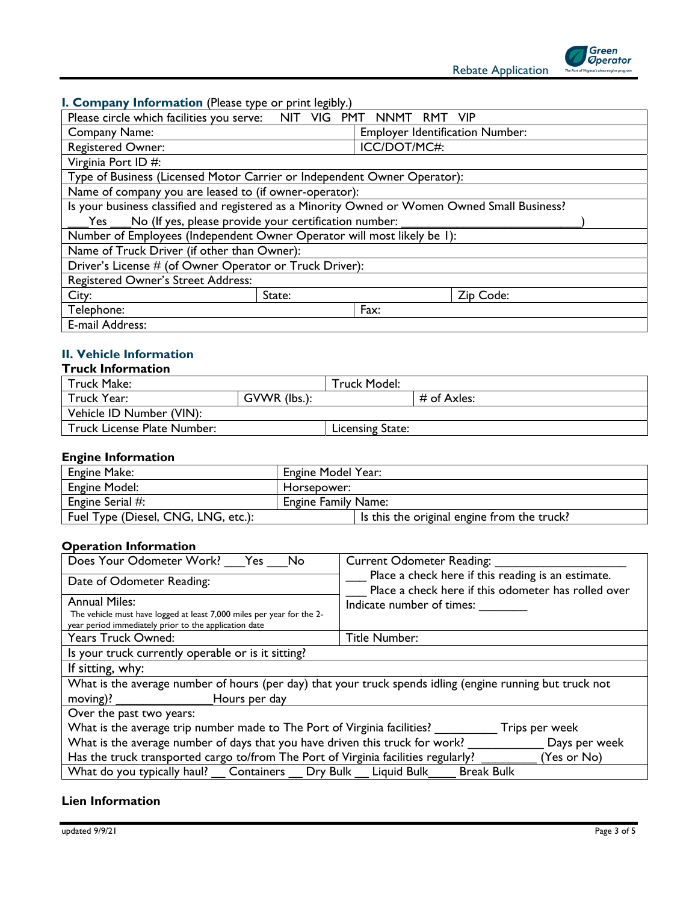## I. Company Information (Please type or print legibly.)

| | | |
|---|---|---|
| Please circle which facilities you serve: NIT VIG PMT NNMT RMT VIP | | |
| Company Name: | Employer Identification Number: | |
| Registered Owner: | ICC/DOT/MC#: | |
| Virginia Port ID #: | | |
| Type of Business (Licensed Motor Carrier or Independent Owner Operator): | | |
| Name of company you are leased to (if owner-operator): | | |
| Is your business classified and registered as a Minority Owned or Women Owned Small Business? ___Yes ___No (If yes, please provide your certification number: ________________________) | | |
| Number of Employees (Independent Owner Operator will most likely be 1): | | |
| Name of Truck Driver (if other than Owner): | | |
| Driver's License # (of Owner Operator or Truck Driver): | | |
| Registered Owner's Street Address: | | |
| City: | State: | Zip Code: |
| Telephone: | Fax: | |
| E-mail Address: | | |

## II. Vehicle Information

### Truck Information

| | | |
|---|---|---|
| Truck Make: | Truck Model: | |
| Truck Year: | GVWR (lbs.): | # of Axles: |
| Vehicle ID Number (VIN): | | |
| Truck License Plate Number: | Licensing State: | |

### Engine Information

| | |
|---|---|
| Engine Make: | Engine Model Year: |
| Engine Model: | Horsepower: |
| Engine Serial #: | Engine Family Name: |
| Fuel Type (Diesel, CNG, LNG, etc.): | Is this the original engine from the truck? |

### Operation Information

| | |
|---|---|
| Does Your Odometer Work? ___Yes ___No | Current Odometer Reading: ____________________ |
| Date of Odometer Reading: | ___ Place a check here if this reading is an estimate.<br>___ Place a check here if this odometer has rolled over |
| Annual Miles:<br>The vehicle must have logged at least 7,000 miles per year for the 2-year period immediately prior to the application date | Indicate number of times: _______ |
| Years Truck Owned: | Title Number: |
| Is your truck currently operable or is it sitting? | |
| If sitting, why: | |
| What is the average number of hours (per day) that your truck spends idling (engine running but truck not moving)? ______________Hours per day | |
| Over the past two years:<br>What is the average trip number made to The Port of Virginia facilities? _________ Trips per week<br>What is the average number of days that you have driven this truck for work? ___________ Days per week<br>Has the truck transported cargo to/from The Port of Virginia facilities regularly? ________ (Yes or No) | |
| What do you typically haul? __ Containers __ Dry Bulk __ Liquid Bulk____ Break Bulk | |

### Lien Information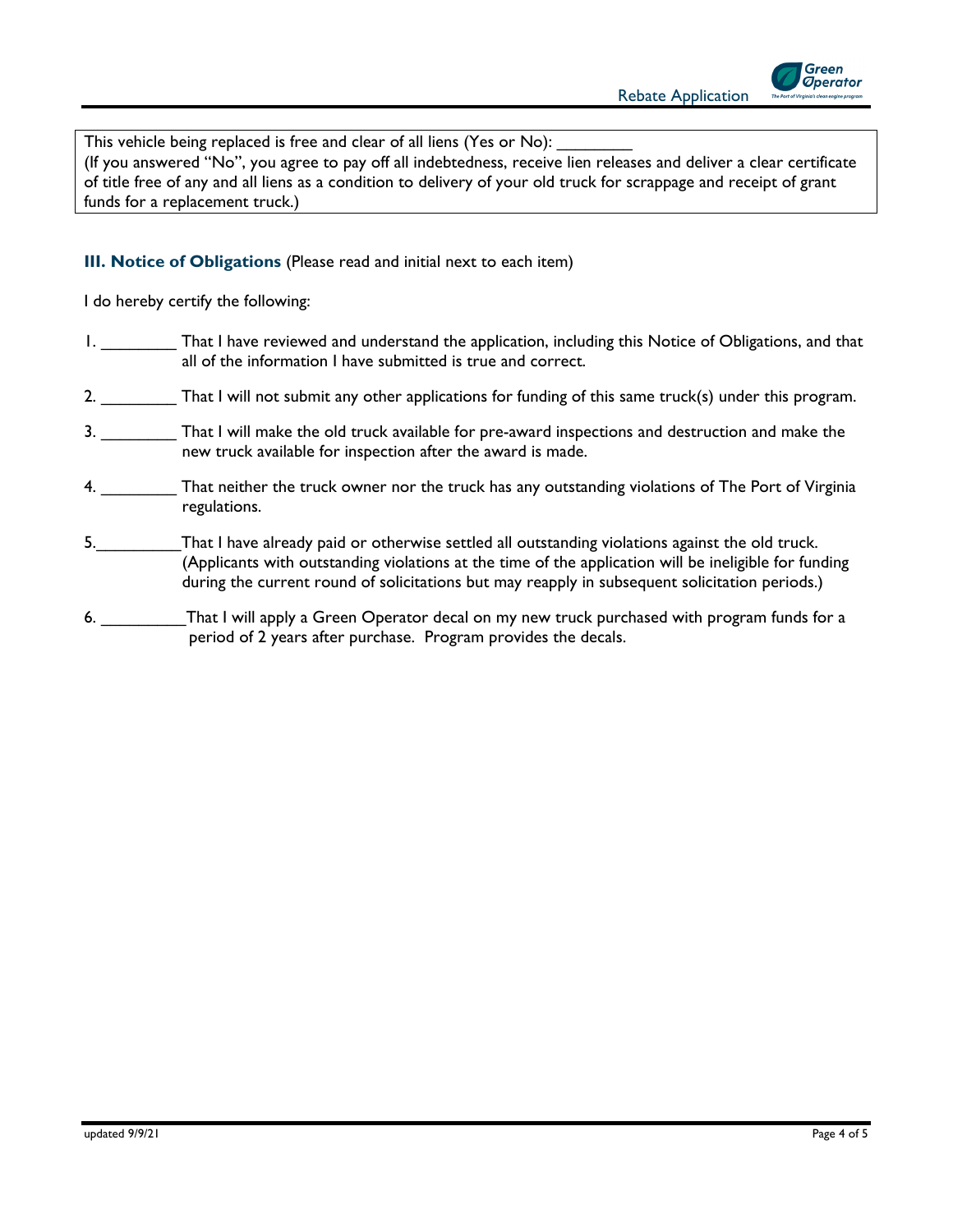This vehicle being replaced is free and clear of all liens (Yes or No): ________
(If you answered "No", you agree to pay off all indebtedness, receive lien releases and deliver a clear certificate of title free of any and all liens as a condition to delivery of your old truck for scrappage and receipt of grant funds for a replacement truck.)

### III. Notice of Obligations (Please read and initial next to each item)

I do hereby certify the following:

1. ________ That I have reviewed and understand the application, including this Notice of Obligations, and that all of the information I have submitted is true and correct.
2. ________ That I will not submit any other applications for funding of this same truck(s) under this program.
3. ________ That I will make the old truck available for pre-award inspections and destruction and make the new truck available for inspection after the award is made.
4. ________ That neither the truck owner nor the truck has any outstanding violations of The Port of Virginia regulations.
5. _________That I have already paid or otherwise settled all outstanding violations against the old truck. (Applicants with outstanding violations at the time of the application will be ineligible for funding during the current round of solicitations but may reapply in subsequent solicitation periods.)
6. _________That I will apply a Green Operator decal on my new truck purchased with program funds for a period of 2 years after purchase. Program provides the decals.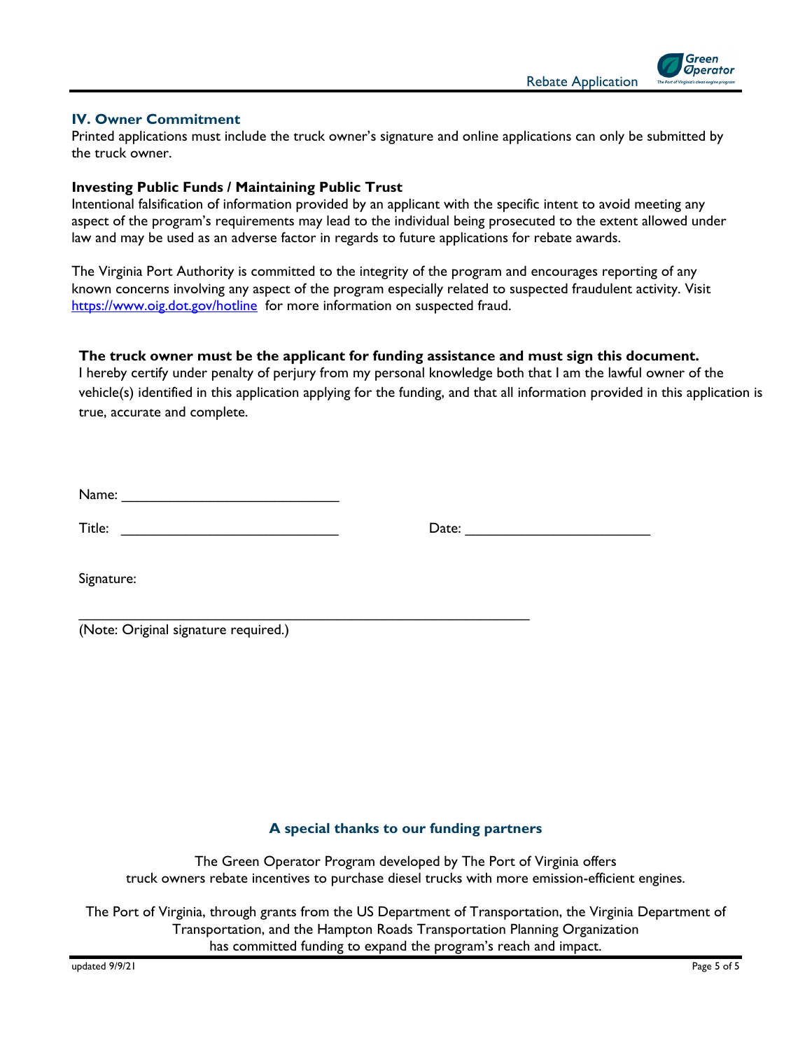## IV. Owner Commitment

Printed applications must include the truck owner's signature and online applications can only be submitted by the truck owner.

### Investing Public Funds / Maintaining Public Trust

Intentional falsification of information provided by an applicant with the specific intent to avoid meeting any aspect of the program's requirements may lead to the individual being prosecuted to the extent allowed under law and may be used as an adverse factor in regards to future applications for rebate awards.

The Virginia Port Authority is committed to the integrity of the program and encourages reporting of any known concerns involving any aspect of the program especially related to suspected fraudulent activity. Visit https://www.oig.dot.gov/hotline for more information on suspected fraud.

**The truck owner must be the applicant for funding assistance and must sign this document.**
I hereby certify under penalty of perjury from my personal knowledge both that I am the lawful owner of the vehicle(s) identified in this application applying for the funding, and that all information provided in this application is true, accurate and complete.

Name: ____________________________

Title: ____________________________ Date: ________________________

Signature:

____________________________________________________________
(Note: Original signature required.)

### A special thanks to our funding partners

The Green Operator Program developed by The Port of Virginia offers truck owners rebate incentives to purchase diesel trucks with more emission-efficient engines.

The Port of Virginia, through grants from the US Department of Transportation, the Virginia Department of Transportation, and the Hampton Roads Transportation Planning Organization has committed funding to expand the program's reach and impact.

updated 9/9/21